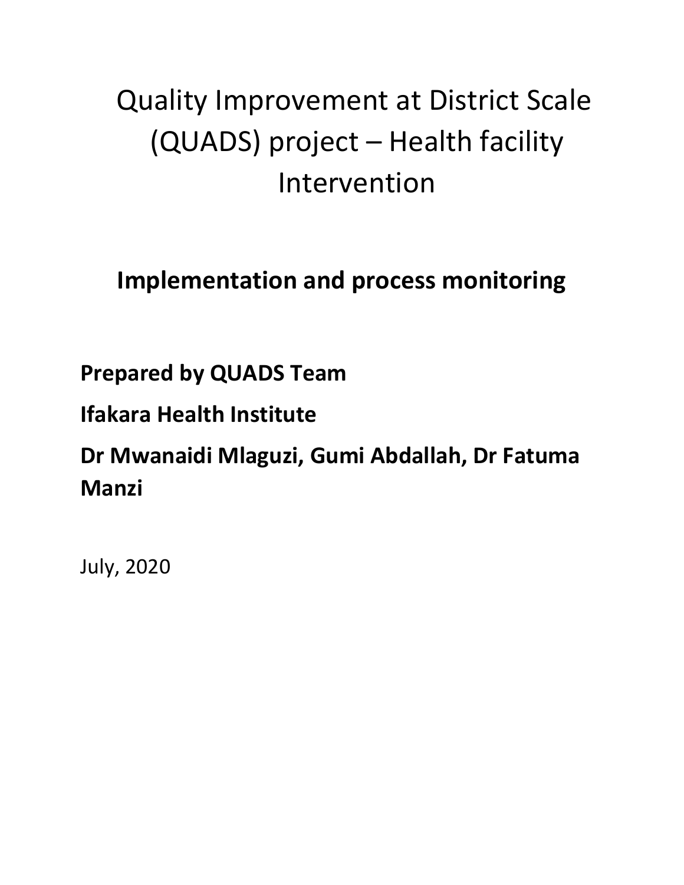# Quality Improvement at District Scale (QUADS) project – Health facility Intervention

## Implementation and process monitoring

**Prepared by QUADS Team**

**Ifakara Health Institute**

**Dr Mwanaidi Mlaguzi, Gumi Abdallah, Dr Fatuma Manzi**

July, 2020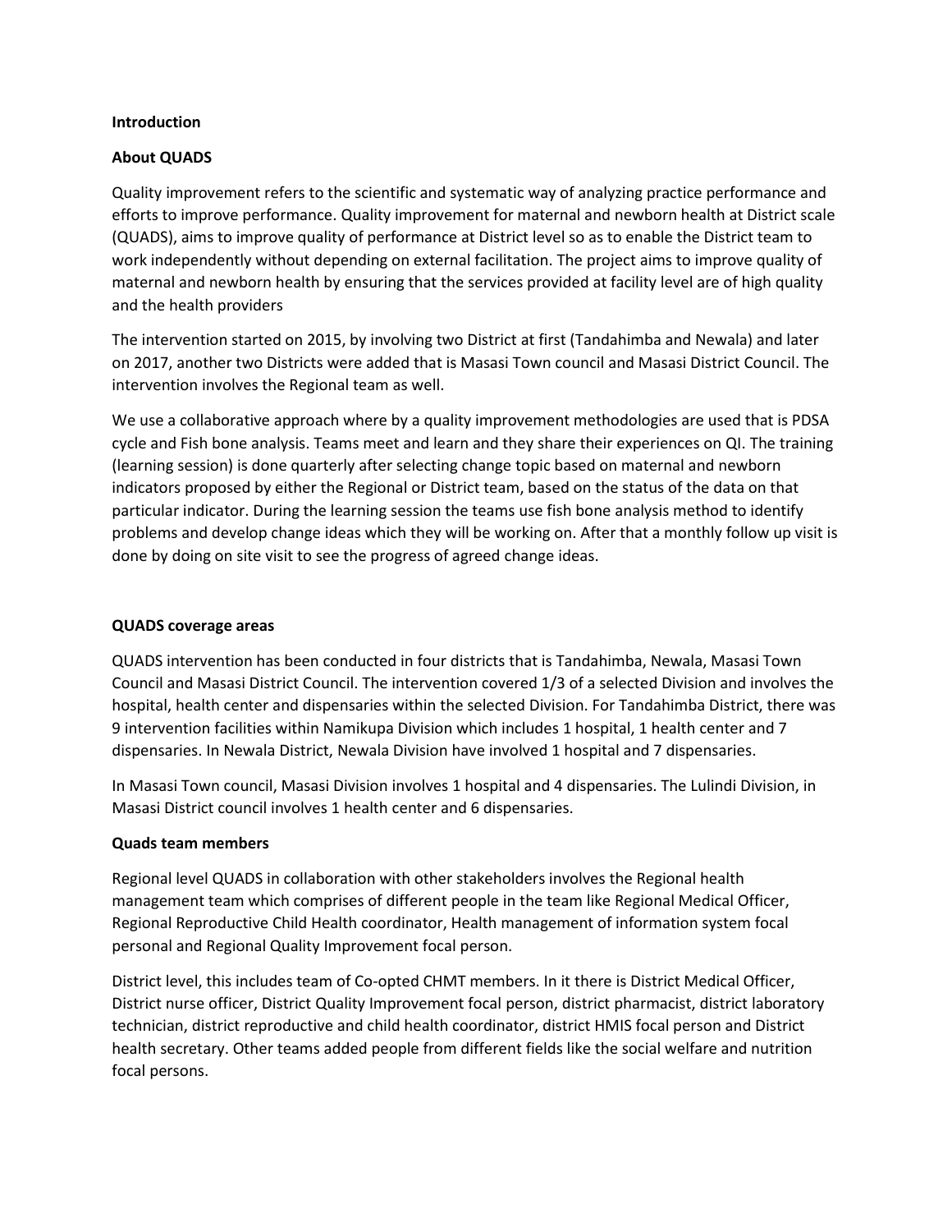**Introduction**

**About QUADS**

Quality improvement refers to the scientific and systematic way of analyzing practice performance and efforts to improve performance. Quality improvement for maternal and newborn health at District scale (QUADS), aims to improve quality of performance at District level so as to enable the District team to work independently without depending on external facilitation. The project aims to improve quality of maternal and newborn health by ensuring that the services provided at facility level are of high quality and the health providers

The intervention started on 2015, by involving two District at first (Tandahimba and Newala) and later on 2017, another two Districts were added that is Masasi Town council and Masasi District Council. The intervention involves the Regional team as well.

We use a collaborative approach where by a quality improvement methodologies are used that is PDSA cycle and Fish bone analysis. Teams meet and learn and they share their experiences on QI. The training (learning session) is done quarterly after selecting change topic based on maternal and newborn indicators proposed by either the Regional or District team, based on the status of the data on that particular indicator. During the learning session the teams use fish bone analysis method to identify problems and develop change ideas which they will be working on. After that a monthly follow up visit is done by doing on site visit to see the progress of agreed change ideas.

**QUADS coverage areas**

QUADS intervention has been conducted in four districts that is Tandahimba, Newala, Masasi Town Council and Masasi District Council. The intervention covered 1/3 of a selected Division and involves the hospital, health center and dispensaries within the selected Division. For Tandahimba District, there was 9 intervention facilities within Namikupa Division which includes 1 hospital, 1 health center and 7 dispensaries. In Newala District, Newala Division have involved 1 hospital and 7 dispensaries.

In Masasi Town council, Masasi Division involves 1 hospital and 4 dispensaries. The Lulindi Division, in Masasi District council involves 1 health center and 6 dispensaries.

**Quads team members**

Regional level QUADS in collaboration with other stakeholders involves the Regional health management team which comprises of different people in the team like Regional Medical Officer, Regional Reproductive Child Health coordinator, Health management of information system focal personal and Regional Quality Improvement focal person.

District level, this includes team of Co-opted CHMT members. In it there is District Medical Officer, District nurse officer, District Quality Improvement focal person, district pharmacist, district laboratory technician, district reproductive and child health coordinator, district HMIS focal person and District health secretary. Other teams added people from different fields like the social welfare and nutrition focal persons.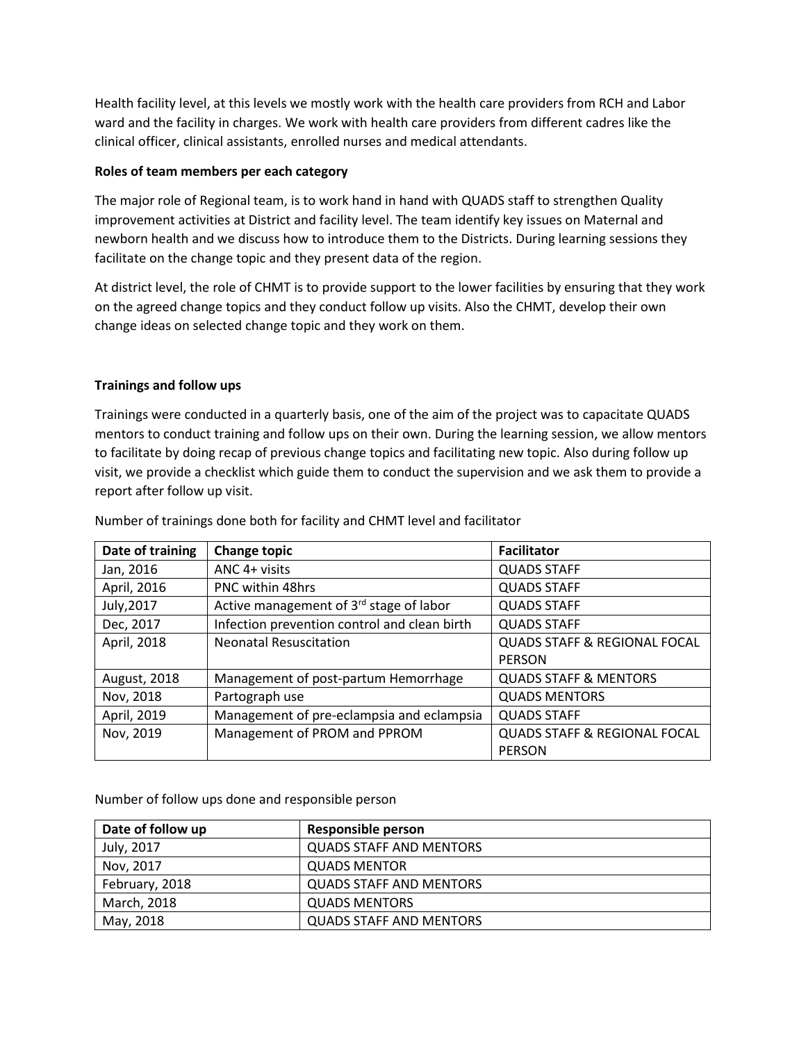Health facility level, at this levels we mostly work with the health care providers from RCH and Labor ward and the facility in charges. We work with health care providers from different cadres like the clinical officer, clinical assistants, enrolled nurses and medical attendants.

**Roles of team members per each category**

The major role of Regional team, is to work hand in hand with QUADS staff to strengthen Quality improvement activities at District and facility level. The team identify key issues on Maternal and newborn health and we discuss how to introduce them to the Districts. During learning sessions they facilitate on the change topic and they present data of the region.

At district level, the role of CHMT is to provide support to the lower facilities by ensuring that they work on the agreed change topics and they conduct follow up visits. Also the CHMT, develop their own change ideas on selected change topic and they work on them.

**Trainings and follow ups**

Trainings were conducted in a quarterly basis, one of the aim of the project was to capacitate QUADS mentors to conduct training and follow ups on their own. During the learning session, we allow mentors to facilitate by doing recap of previous change topics and facilitating new topic. Also during follow up visit, we provide a checklist which guide them to conduct the supervision and we ask them to provide a report after follow up visit.

Number of trainings done both for facility and CHMT level and facilitator

| Date of training | Change topic | Facilitator |
|---|---|---|
| Jan, 2016 | ANC 4+ visits | QUADS STAFF |
| April, 2016 | PNC within 48hrs | QUADS STAFF |
| July,2017 | Active management of 3rd stage of labor | QUADS STAFF |
| Dec, 2017 | Infection prevention control and clean birth | QUADS STAFF |
| April, 2018 | Neonatal Resuscitation | QUADS STAFF & REGIONAL FOCAL PERSON |
| August, 2018 | Management of post-partum Hemorrhage | QUADS STAFF & MENTORS |
| Nov, 2018 | Partograph use | QUADS MENTORS |
| April, 2019 | Management of pre-eclampsia and eclampsia | QUADS STAFF |
| Nov, 2019 | Management of PROM and PPROM | QUADS STAFF & REGIONAL FOCAL PERSON |

Number of follow ups done and responsible person

| Date of follow up | Responsible person |
|---|---|
| July, 2017 | QUADS STAFF AND MENTORS |
| Nov, 2017 | QUADS MENTOR |
| February, 2018 | QUADS STAFF AND MENTORS |
| March, 2018 | QUADS MENTORS |
| May, 2018 | QUADS STAFF AND MENTORS |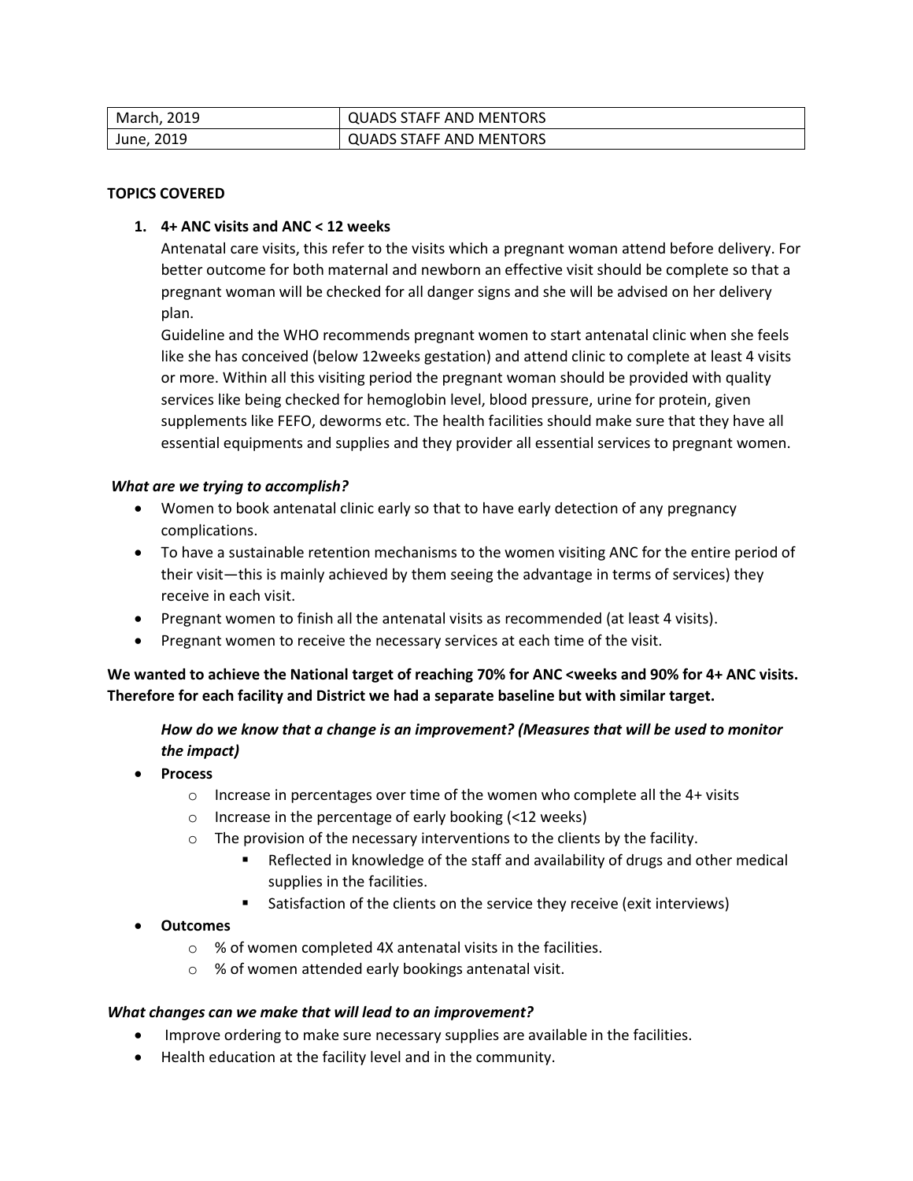| March, 2019 | QUADS STAFF AND MENTORS |
|---|---|
| June, 2019 | QUADS STAFF AND MENTORS |

**TOPICS COVERED**

1. **4+ ANC visits and ANC < 12 weeks**
   Antenatal care visits, this refer to the visits which a pregnant woman attend before delivery. For better outcome for both maternal and newborn an effective visit should be complete so that a pregnant woman will be checked for all danger signs and she will be advised on her delivery plan.
   Guideline and the WHO recommends pregnant women to start antenatal clinic when she feels like she has conceived (below 12weeks gestation) and attend clinic to complete at least 4 visits or more. Within all this visiting period the pregnant woman should be provided with quality services like being checked for hemoglobin level, blood pressure, urine for protein, given supplements like FEFO, deworms etc. The health facilities should make sure that they have all essential equipments and supplies and they provider all essential services to pregnant women.

***What are we trying to accomplish?***

- Women to book antenatal clinic early so that to have early detection of any pregnancy complications.
- To have a sustainable retention mechanisms to the women visiting ANC for the entire period of their visit—this is mainly achieved by them seeing the advantage in terms of services) they receive in each visit.
- Pregnant women to finish all the antenatal visits as recommended (at least 4 visits).
- Pregnant women to receive the necessary services at each time of the visit.

**We wanted to achieve the National target of reaching 70% for ANC <weeks and 90% for 4+ ANC visits. Therefore for each facility and District we had a separate baseline but with similar target.**

***How do we know that a change is an improvement? (Measures that will be used to monitor the impact)***

- **Process**
  - Increase in percentages over time of the women who complete all the 4+ visits
  - Increase in the percentage of early booking (<12 weeks)
  - The provision of the necessary interventions to the clients by the facility.
    - Reflected in knowledge of the staff and availability of drugs and other medical supplies in the facilities.
    - Satisfaction of the clients on the service they receive (exit interviews)
- **Outcomes**
  - % of women completed 4X antenatal visits in the facilities.
  - % of women attended early bookings antenatal visit.

***What changes can we make that will lead to an improvement?***

- Improve ordering to make sure necessary supplies are available in the facilities.
- Health education at the facility level and in the community.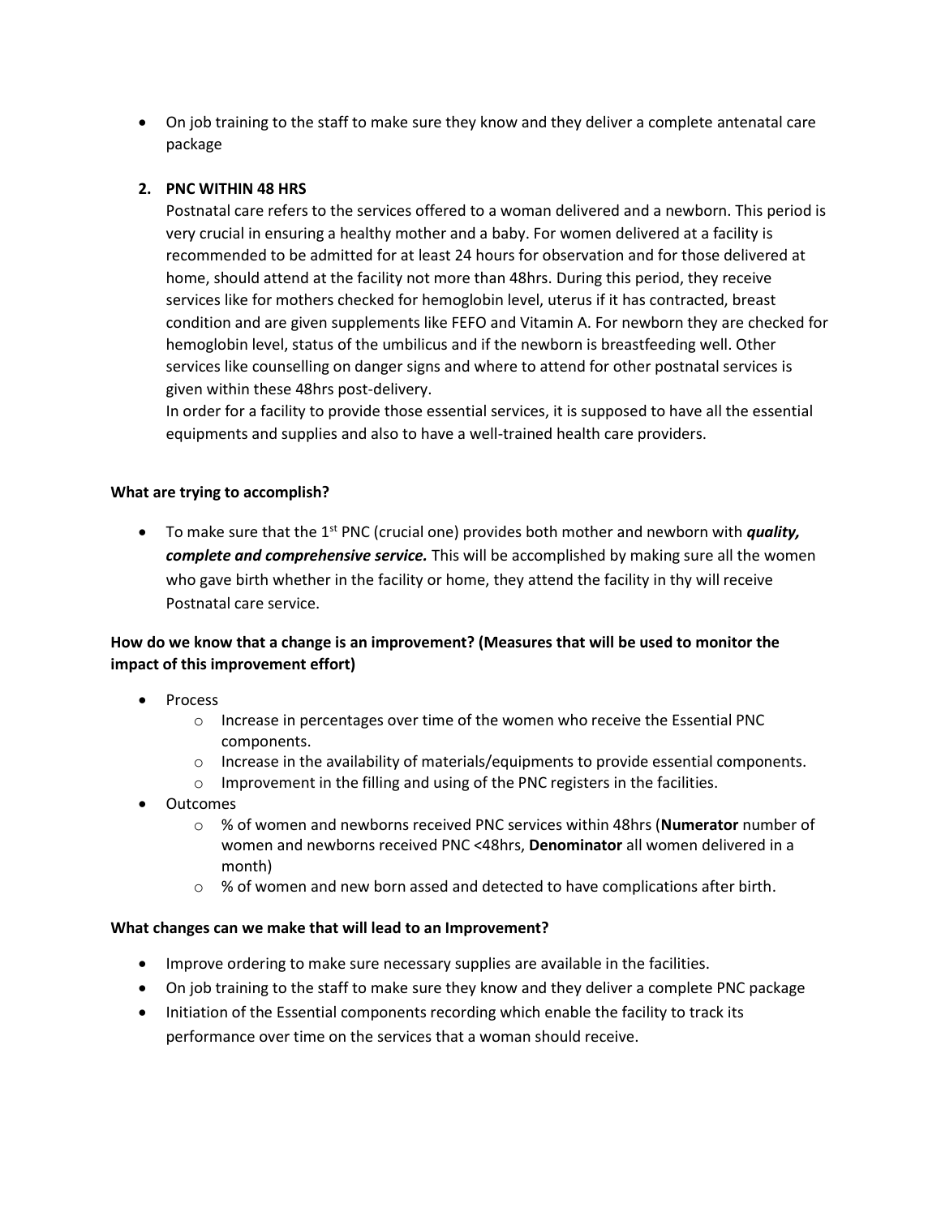- On job training to the staff to make sure they know and they deliver a complete antenatal care package

2. **PNC WITHIN 48 HRS**

   Postnatal care refers to the services offered to a woman delivered and a newborn. This period is very crucial in ensuring a healthy mother and a baby. For women delivered at a facility is recommended to be admitted for at least 24 hours for observation and for those delivered at home, should attend at the facility not more than 48hrs. During this period, they receive services like for mothers checked for hemoglobin level, uterus if it has contracted, breast condition and are given supplements like FEFO and Vitamin A. For newborn they are checked for hemoglobin level, status of the umbilicus and if the newborn is breastfeeding well. Other services like counselling on danger signs and where to attend for other postnatal services is given within these 48hrs post-delivery.

   In order for a facility to provide those essential services, it is supposed to have all the essential equipments and supplies and also to have a well-trained health care providers.

**What are trying to accomplish?**

- To make sure that the 1st PNC (crucial one) provides both mother and newborn with ***quality, complete and comprehensive service.*** This will be accomplished by making sure all the women who gave birth whether in the facility or home, they attend the facility in thy will receive Postnatal care service.

**How do we know that a change is an improvement? (Measures that will be used to monitor the impact of this improvement effort)**

- Process
  - Increase in percentages over time of the women who receive the Essential PNC components.
  - Increase in the availability of materials/equipments to provide essential components.
  - Improvement in the filling and using of the PNC registers in the facilities.
- Outcomes
  - % of women and newborns received PNC services within 48hrs (**Numerator** number of women and newborns received PNC <48hrs, **Denominator** all women delivered in a month)
  - % of women and new born assed and detected to have complications after birth.

**What changes can we make that will lead to an Improvement?**

- Improve ordering to make sure necessary supplies are available in the facilities.
- On job training to the staff to make sure they know and they deliver a complete PNC package
- Initiation of the Essential components recording which enable the facility to track its performance over time on the services that a woman should receive.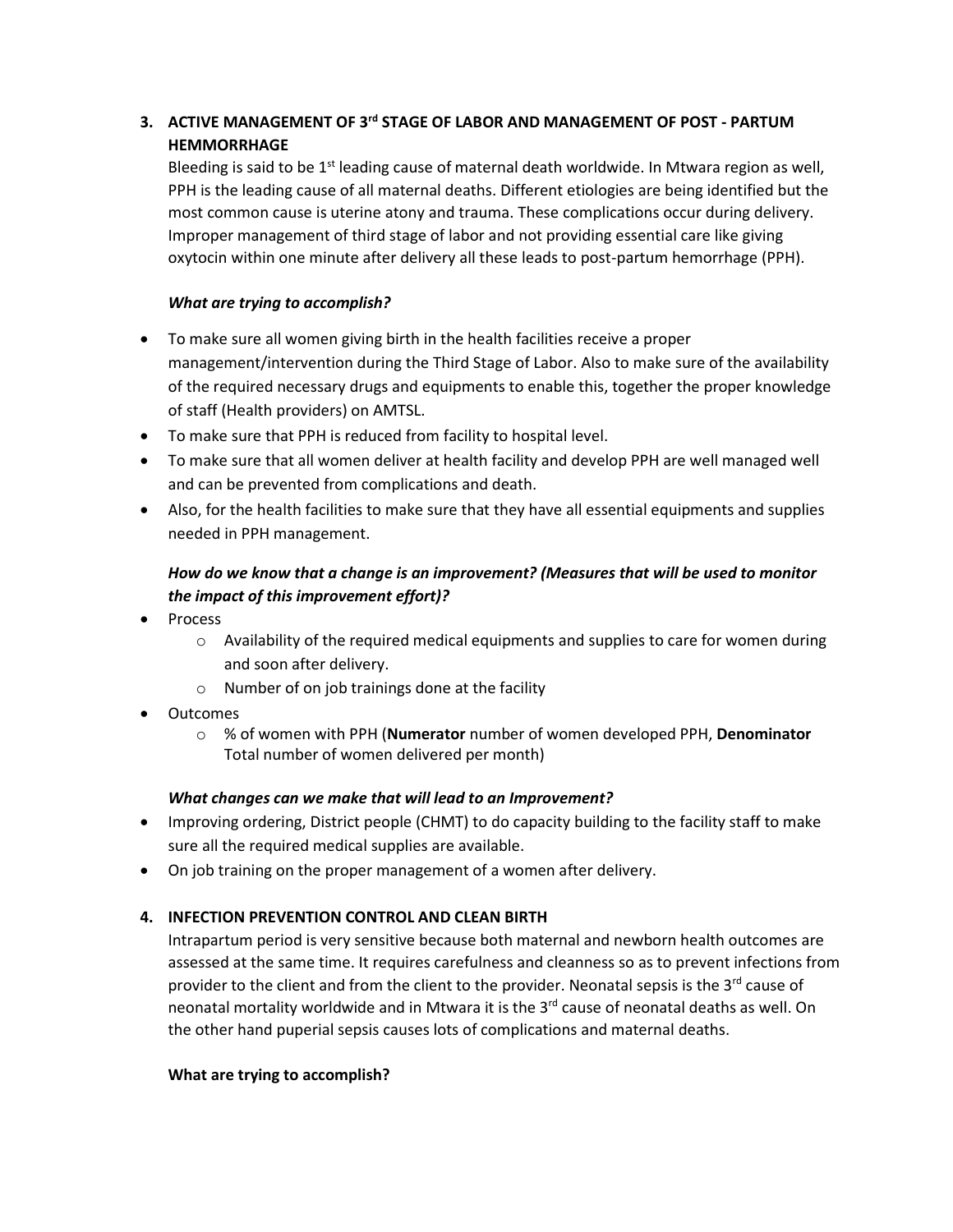## 3. ACTIVE MANAGEMENT OF 3rd STAGE OF LABOR AND MANAGEMENT OF POST - PARTUM HEMMORRHAGE

Bleeding is said to be 1st leading cause of maternal death worldwide. In Mtwara region as well, PPH is the leading cause of all maternal deaths. Different etiologies are being identified but the most common cause is uterine atony and trauma. These complications occur during delivery. Improper management of third stage of labor and not providing essential care like giving oxytocin within one minute after delivery all these leads to post-partum hemorrhage (PPH).

***What are trying to accomplish?***

- To make sure all women giving birth in the health facilities receive a proper management/intervention during the Third Stage of Labor. Also to make sure of the availability of the required necessary drugs and equipments to enable this, together the proper knowledge of staff (Health providers) on AMTSL.
- To make sure that PPH is reduced from facility to hospital level.
- To make sure that all women deliver at health facility and develop PPH are well managed well and can be prevented from complications and death.
- Also, for the health facilities to make sure that they have all essential equipments and supplies needed in PPH management.

***How do we know that a change is an improvement? (Measures that will be used to monitor the impact of this improvement effort)?***

- Process
  - Availability of the required medical equipments and supplies to care for women during and soon after delivery.
  - Number of on job trainings done at the facility
- Outcomes
  - % of women with PPH (**Numerator** number of women developed PPH, **Denominator** Total number of women delivered per month)

***What changes can we make that will lead to an Improvement?***

- Improving ordering, District people (CHMT) to do capacity building to the facility staff to make sure all the required medical supplies are available.
- On job training on the proper management of a women after delivery.

## 4. INFECTION PREVENTION CONTROL AND CLEAN BIRTH

Intrapartum period is very sensitive because both maternal and newborn health outcomes are assessed at the same time. It requires carefulness and cleanness so as to prevent infections from provider to the client and from the client to the provider. Neonatal sepsis is the 3rd cause of neonatal mortality worldwide and in Mtwara it is the 3rd cause of neonatal deaths as well. On the other hand puperial sepsis causes lots of complications and maternal deaths.

**What are trying to accomplish?**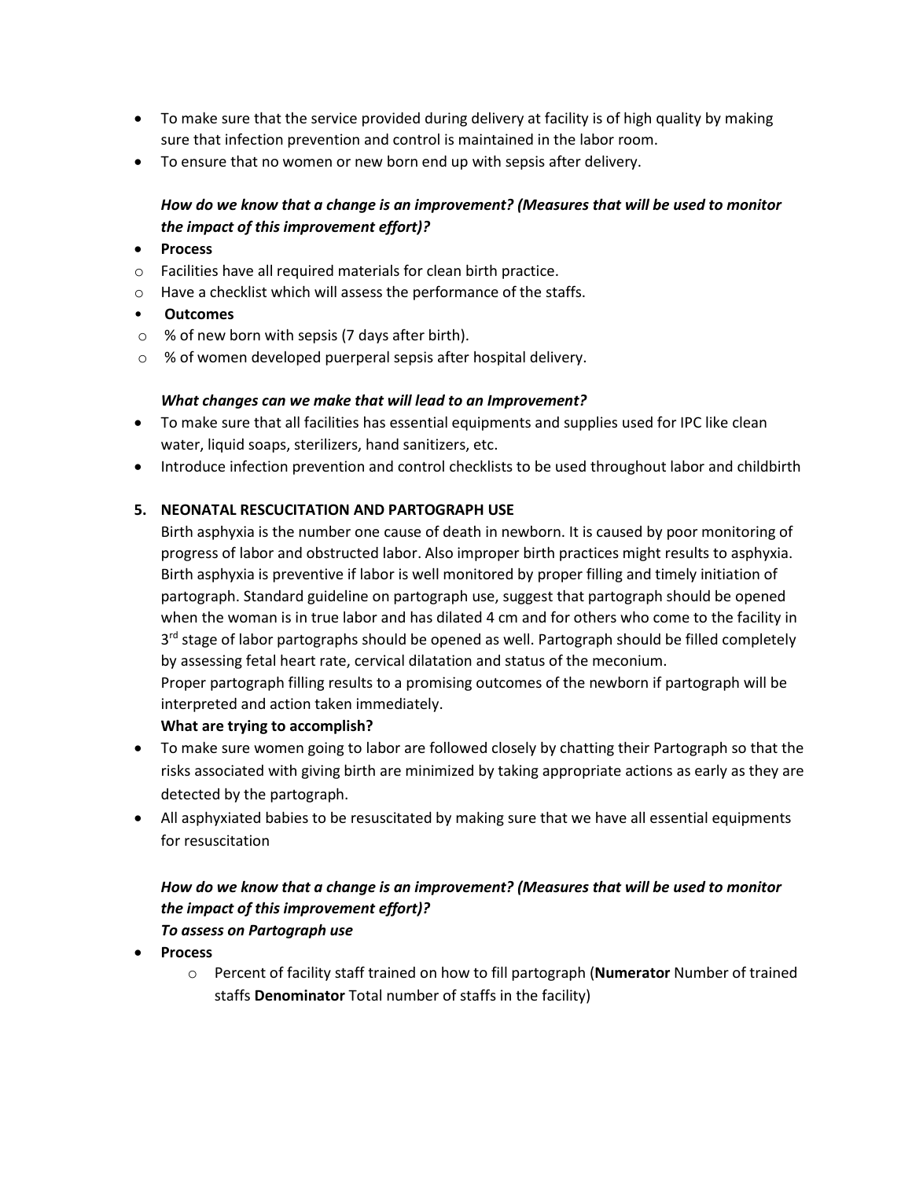- To make sure that the service provided during delivery at facility is of high quality by making sure that infection prevention and control is maintained in the labor room.
- To ensure that no women or new born end up with sepsis after delivery.

***How do we know that a change is an improvement? (Measures that will be used to monitor the impact of this improvement effort)?***

- **Process**
  - Facilities have all required materials for clean birth practice.
  - Have a checklist which will assess the performance of the staffs.
- **Outcomes**
  - % of new born with sepsis (7 days after birth).
  - % of women developed puerperal sepsis after hospital delivery.

***What changes can we make that will lead to an Improvement?***

- To make sure that all facilities has essential equipments and supplies used for IPC like clean water, liquid soaps, sterilizers, hand sanitizers, etc.
- Introduce infection prevention and control checklists to be used throughout labor and childbirth

**5. NEONATAL RESCUCITATION AND PARTOGRAPH USE**

Birth asphyxia is the number one cause of death in newborn. It is caused by poor monitoring of progress of labor and obstructed labor. Also improper birth practices might results to asphyxia. Birth asphyxia is preventive if labor is well monitored by proper filling and timely initiation of partograph. Standard guideline on partograph use, suggest that partograph should be opened when the woman is in true labor and has dilated 4 cm and for others who come to the facility in 3rd stage of labor partographs should be opened as well. Partograph should be filled completely by assessing fetal heart rate, cervical dilatation and status of the meconium.

Proper partograph filling results to a promising outcomes of the newborn if partograph will be interpreted and action taken immediately.

**What are trying to accomplish?**

- To make sure women going to labor are followed closely by chatting their Partograph so that the risks associated with giving birth are minimized by taking appropriate actions as early as they are detected by the partograph.
- All asphyxiated babies to be resuscitated by making sure that we have all essential equipments for resuscitation

***How do we know that a change is an improvement? (Measures that will be used to monitor the impact of this improvement effort)?***

***To assess on Partograph use***

- **Process**
  - Percent of facility staff trained on how to fill partograph (**Numerator** Number of trained staffs **Denominator** Total number of staffs in the facility)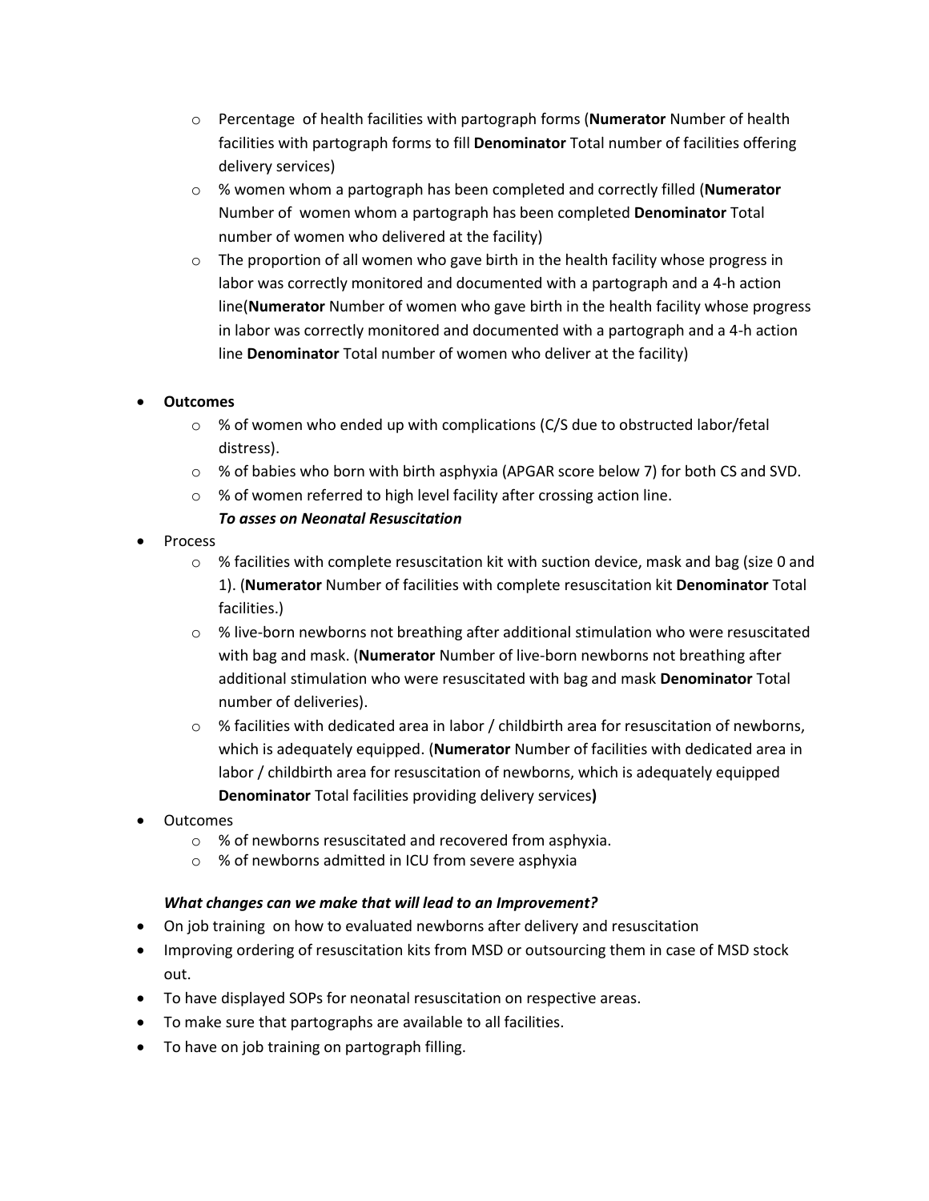- Percentage  of health facilities with partograph forms (**Numerator** Number of health facilities with partograph forms to fill **Denominator** Total number of facilities offering delivery services)
  - % women whom a partograph has been completed and correctly filled (**Numerator** Number of  women whom a partograph has been completed **Denominator** Total number of women who delivered at the facility)
  - The proportion of all women who gave birth in the health facility whose progress in labor was correctly monitored and documented with a partograph and a 4-h action line(**Numerator** Number of women who gave birth in the health facility whose progress in labor was correctly monitored and documented with a partograph and a 4-h action line **Denominator** Total number of women who deliver at the facility)

- **Outcomes**
  - % of women who ended up with complications (C/S due to obstructed labor/fetal distress).
  - % of babies who born with birth asphyxia (APGAR score below 7) for both CS and SVD.
  - % of women referred to high level facility after crossing action line.

  ***To asses on Neonatal Resuscitation***

- Process
  - % facilities with complete resuscitation kit with suction device, mask and bag (size 0 and 1). (**Numerator** Number of facilities with complete resuscitation kit **Denominator** Total facilities.)
  - % live-born newborns not breathing after additional stimulation who were resuscitated with bag and mask. (**Numerator** Number of live-born newborns not breathing after additional stimulation who were resuscitated with bag and mask **Denominator** Total number of deliveries).
  - % facilities with dedicated area in labor / childbirth area for resuscitation of newborns, which is adequately equipped. (**Numerator** Number of facilities with dedicated area in labor / childbirth area for resuscitation of newborns, which is adequately equipped **Denominator** Total facilities providing delivery services**)**
- Outcomes
  - % of newborns resuscitated and recovered from asphyxia.
  - % of newborns admitted in ICU from severe asphyxia

***What changes can we make that will lead to an Improvement?***

- On job training  on how to evaluated newborns after delivery and resuscitation
- Improving ordering of resuscitation kits from MSD or outsourcing them in case of MSD stock out.
- To have displayed SOPs for neonatal resuscitation on respective areas.
- To make sure that partographs are available to all facilities.
- To have on job training on partograph filling.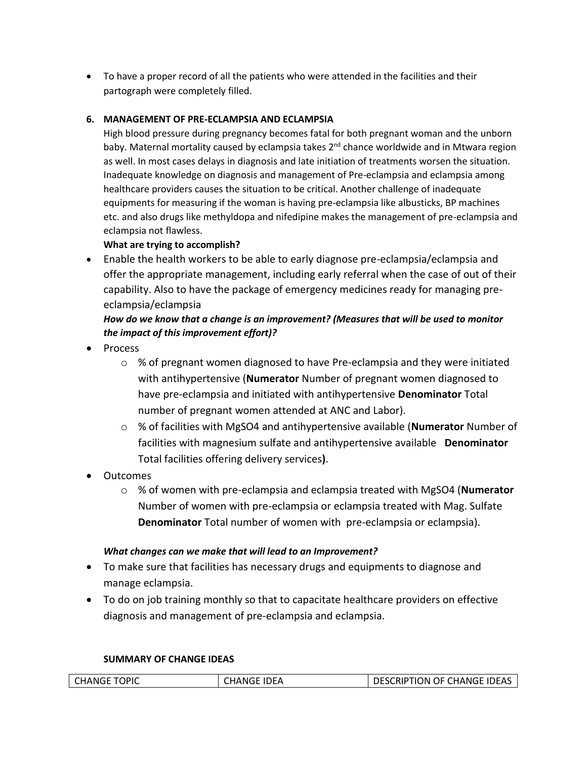- To have a proper record of all the patients who were attended in the facilities and their partograph were completely filled.

**6. MANAGEMENT OF PRE-ECLAMPSIA AND ECLAMPSIA**

High blood pressure during pregnancy becomes fatal for both pregnant woman and the unborn baby. Maternal mortality caused by eclampsia takes 2[nd] chance worldwide and in Mtwara region as well. In most cases delays in diagnosis and late initiation of treatments worsen the situation. Inadequate knowledge on diagnosis and management of Pre-eclampsia and eclampsia among healthcare providers causes the situation to be critical. Another challenge of inadequate equipments for measuring if the woman is having pre-eclampsia like albusticks, BP machines etc. and also drugs like methyldopa and nifedipine makes the management of pre-eclampsia and eclampsia not flawless.

**What are trying to accomplish?**

- Enable the health workers to be able to early diagnose pre-eclampsia/eclampsia and offer the appropriate management, including early referral when the case of out of their capability. Also to have the package of emergency medicines ready for managing pre-eclampsia/eclampsia

***How do we know that a change is an improvement? (Measures that will be used to monitor the impact of this improvement effort)?***

- Process
    - % of pregnant women diagnosed to have Pre-eclampsia and they were initiated with antihypertensive (**Numerator** Number of pregnant women diagnosed to have pre-eclampsia and initiated with antihypertensive **Denominator** Total number of pregnant women attended at ANC and Labor).
    - % of facilities with MgSO4 and antihypertensive available (**Numerator** Number of facilities with magnesium sulfate and antihypertensive available **Denominator** Total facilities offering delivery services**)**.
- Outcomes
    - % of women with pre-eclampsia and eclampsia treated with MgSO4 (**Numerator** Number of women with pre-eclampsia or eclampsia treated with Mag. Sulfate **Denominator** Total number of women with pre-eclampsia or eclampsia).

***What changes can we make that will lead to an Improvement?***

- To make sure that facilities has necessary drugs and equipments to diagnose and manage eclampsia.
- To do on job training monthly so that to capacitate healthcare providers on effective diagnosis and management of pre-eclampsia and eclampsia.

**SUMMARY OF CHANGE IDEAS**

| CHANGE TOPIC | CHANGE IDEA | DESCRIPTION OF CHANGE IDEAS |
|---|---|---|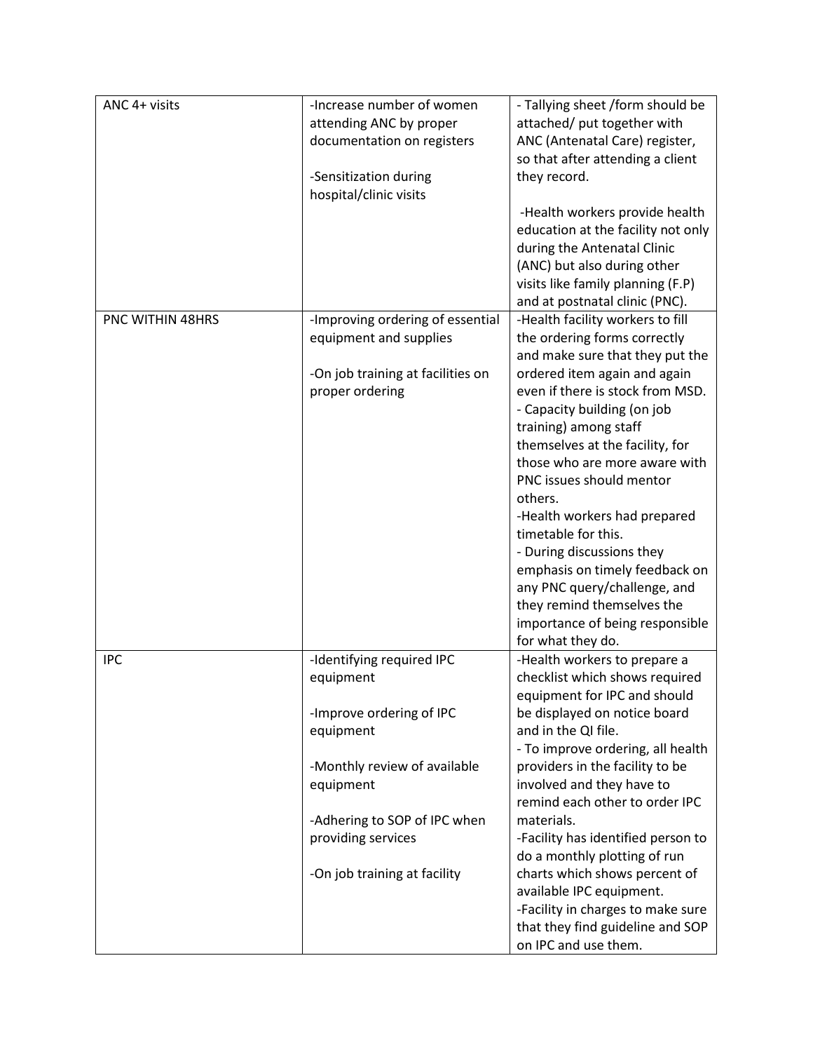| ANC 4+ visits | -Increase number of women attending ANC by proper documentation on registers<br><br>-Sensitization during hospital/clinic visits | - Tallying sheet /form should be attached/ put together with ANC (Antenatal Care) register, so that after attending a client they record.<br><br>-Health workers provide health education at the facility not only during the Antenatal Clinic (ANC) but also during other visits like family planning (F.P) and at postnatal clinic (PNC). |
|---|---|---|
| PNC WITHIN 48HRS | -Improving ordering of essential equipment and supplies<br><br>-On job training at facilities on proper ordering | -Health facility workers to fill the ordering forms correctly and make sure that they put the ordered item again and again even if there is stock from MSD.<br>- Capacity building (on job training) among staff themselves at the facility, for those who are more aware with PNC issues should mentor others.<br>-Health workers had prepared timetable for this.<br>- During discussions they emphasis on timely feedback on any PNC query/challenge, and they remind themselves the importance of being responsible for what they do. |
| IPC | -Identifying required IPC equipment<br><br>-Improve ordering of IPC equipment<br><br>-Monthly review of available equipment<br><br>-Adhering to SOP of IPC when providing services<br><br>-On job training at facility | -Health workers to prepare a checklist which shows required equipment for IPC and should be displayed on notice board and in the QI file.<br>- To improve ordering, all health providers in the facility to be involved and they have to remind each other to order IPC materials.<br>-Facility has identified person to do a monthly plotting of run charts which shows percent of available IPC equipment.<br>-Facility in charges to make sure that they find guideline and SOP on IPC and use them. |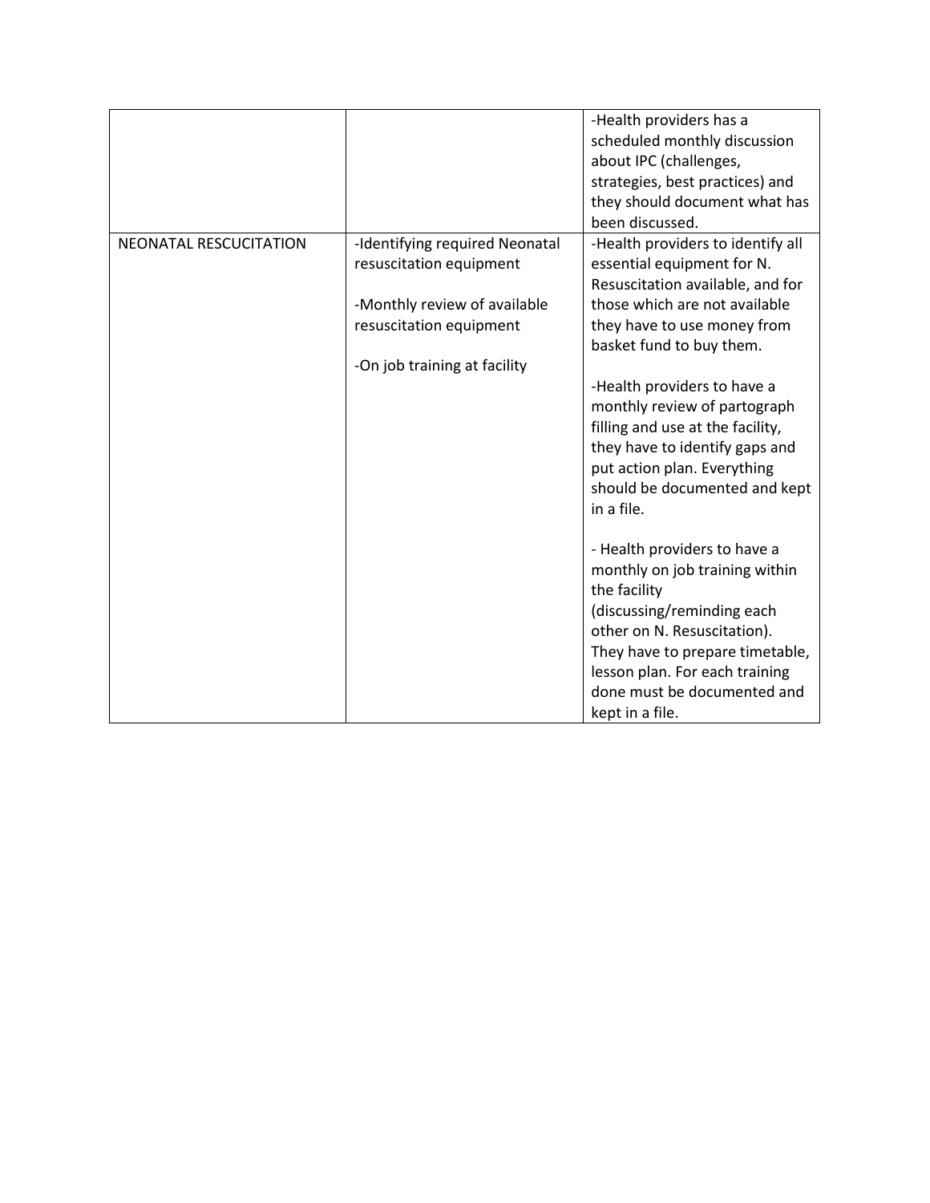| | | |
|---|---|---|
| | | -Health providers has a scheduled monthly discussion about IPC (challenges, strategies, best practices) and they should document what has been discussed. |
| NEONATAL RESCUCITATION | -Identifying required Neonatal resuscitation equipment<br><br>-Monthly review of available resuscitation equipment<br><br>-On job training at facility | -Health providers to identify all essential equipment for N. Resuscitation available, and for those which are not available they have to use money from basket fund to buy them.<br><br>-Health providers to have a monthly review of partograph filling and use at the facility, they have to identify gaps and put action plan. Everything should be documented and kept in a file.<br><br>- Health providers to have a monthly on job training within the facility (discussing/reminding each other on N. Resuscitation). They have to prepare timetable, lesson plan. For each training done must be documented and kept in a file. |